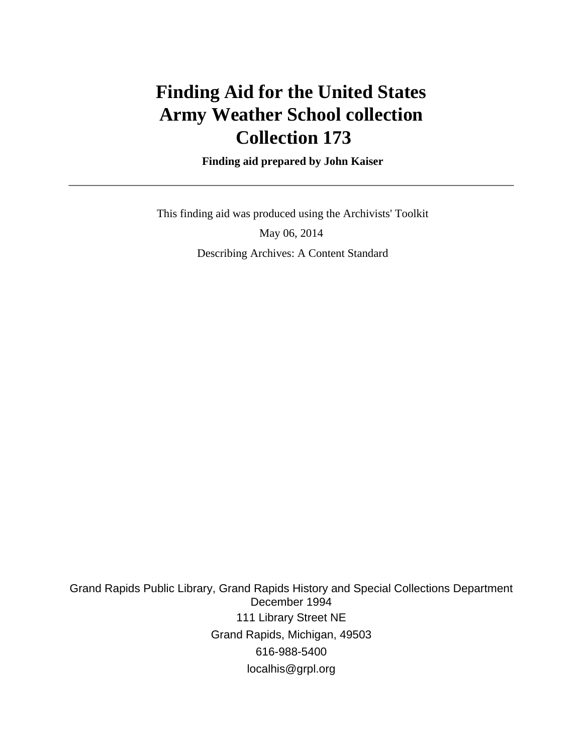# Finding Aid for the United States Army Weather School collection Collection 173

**Finding aid prepared by John Kaiser**

---

This finding aid was produced using the Archivists' Toolkit

May 06, 2014

Describing Archives: A Content Standard

Grand Rapids Public Library, Grand Rapids History and Special Collections Department
December 1994
111 Library Street NE
Grand Rapids, Michigan, 49503
616-988-5400
localhis@grpl.org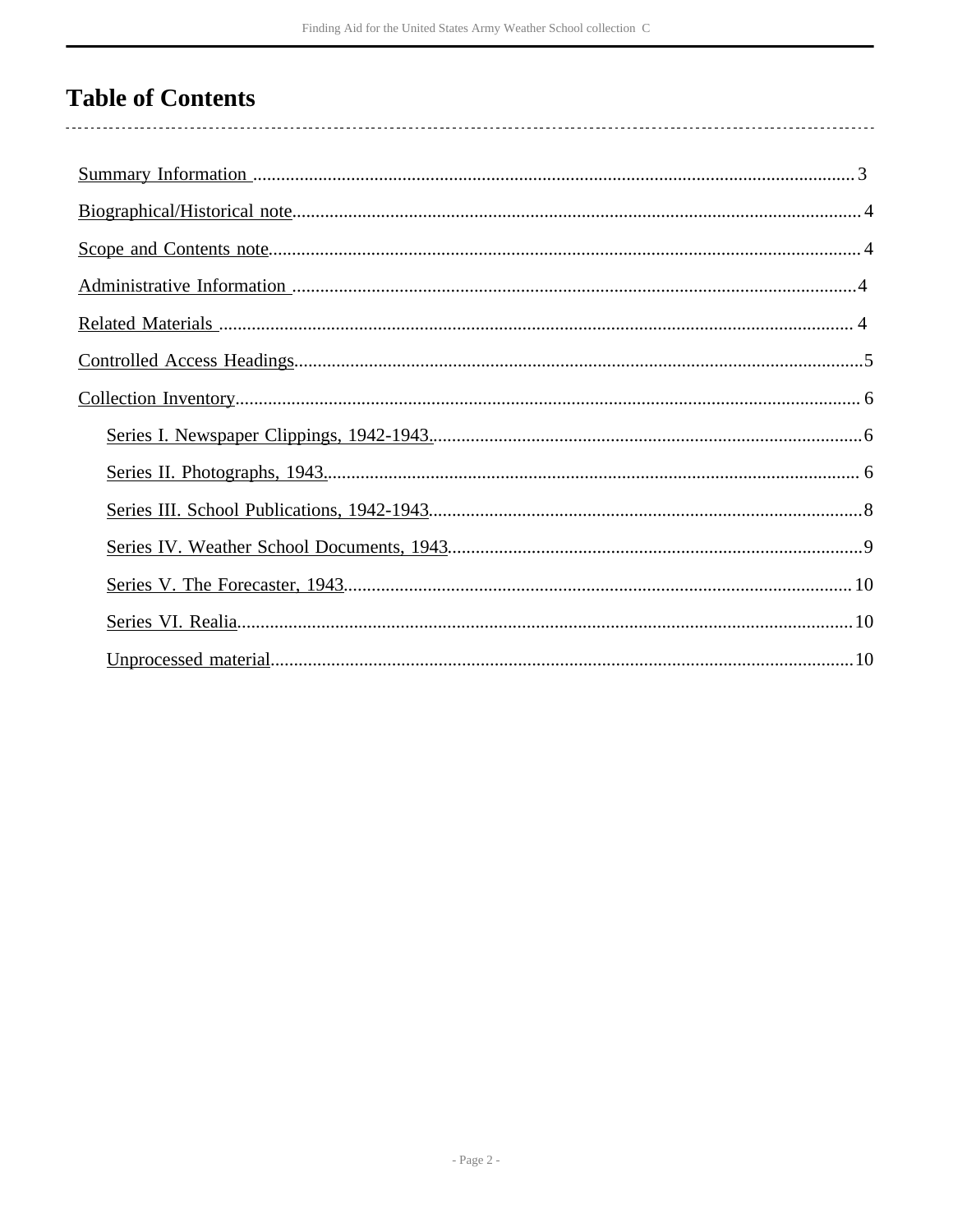# Table of Contents

- Summary Information .......... 3
- Biographical/Historical note .......... 4
- Scope and Contents note .......... 4
- Administrative Information .......... 4
- Related Materials .......... 4
- Controlled Access Headings .......... 5
- Collection Inventory .......... 6
  - Series I. Newspaper Clippings, 1942-1943. .......... 6
  - Series II. Photographs, 1943. .......... 6
  - Series III. School Publications, 1942-1943 .......... 8
  - Series IV. Weather School Documents, 1943 .......... 9
  - Series V. The Forecaster, 1943 .......... 10
  - Series VI. Realia .......... 10
  - Unprocessed material .......... 10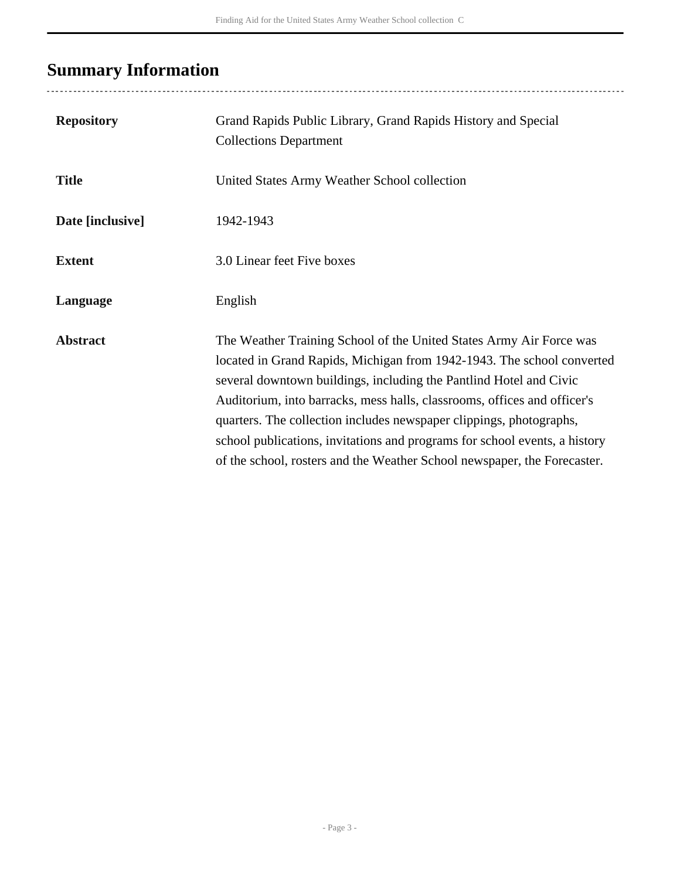## Summary Information

| | |
|---|---|
| **Repository** | Grand Rapids Public Library, Grand Rapids History and Special Collections Department |
| **Title** | United States Army Weather School collection |
| **Date [inclusive]** | 1942-1943 |
| **Extent** | 3.0 Linear feet Five boxes |
| **Language** | English |
| **Abstract** | The Weather Training School of the United States Army Air Force was located in Grand Rapids, Michigan from 1942-1943. The school converted several downtown buildings, including the Pantlind Hotel and Civic Auditorium, into barracks, mess halls, classrooms, offices and officer's quarters. The collection includes newspaper clippings, photographs, school publications, invitations and programs for school events, a history of the school, rosters and the Weather School newspaper, the Forecaster. |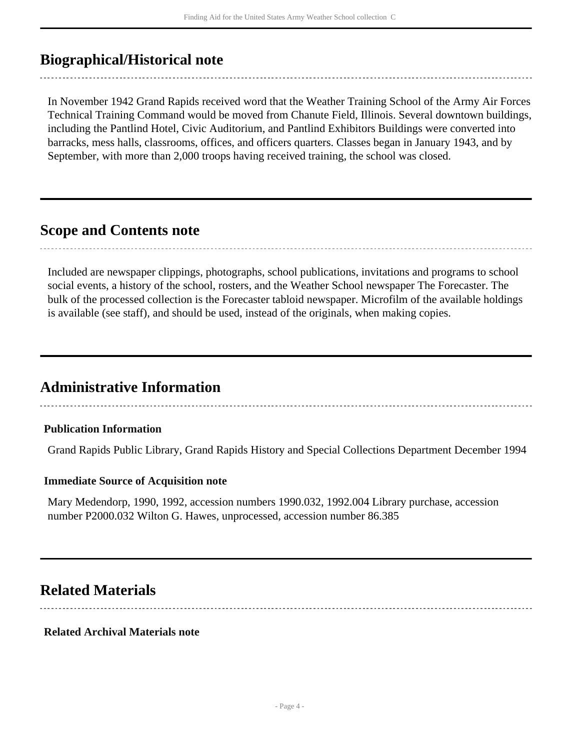## Biographical/Historical note

In November 1942 Grand Rapids received word that the Weather Training School of the Army Air Forces Technical Training Command would be moved from Chanute Field, Illinois. Several downtown buildings, including the Pantlind Hotel, Civic Auditorium, and Pantlind Exhibitors Buildings were converted into barracks, mess halls, classrooms, offices, and officers quarters. Classes began in January 1943, and by September, with more than 2,000 troops having received training, the school was closed.

## Scope and Contents note

Included are newspaper clippings, photographs, school publications, invitations and programs to school social events, a history of the school, rosters, and the Weather School newspaper The Forecaster. The bulk of the processed collection is the Forecaster tabloid newspaper. Microfilm of the available holdings is available (see staff), and should be used, instead of the originals, when making copies.

## Administrative Information

### Publication Information

Grand Rapids Public Library, Grand Rapids History and Special Collections Department December 1994

### Immediate Source of Acquisition note

Mary Medendorp, 1990, 1992, accession numbers 1990.032, 1992.004 Library purchase, accession number P2000.032 Wilton G. Hawes, unprocessed, accession number 86.385

## Related Materials

### Related Archival Materials note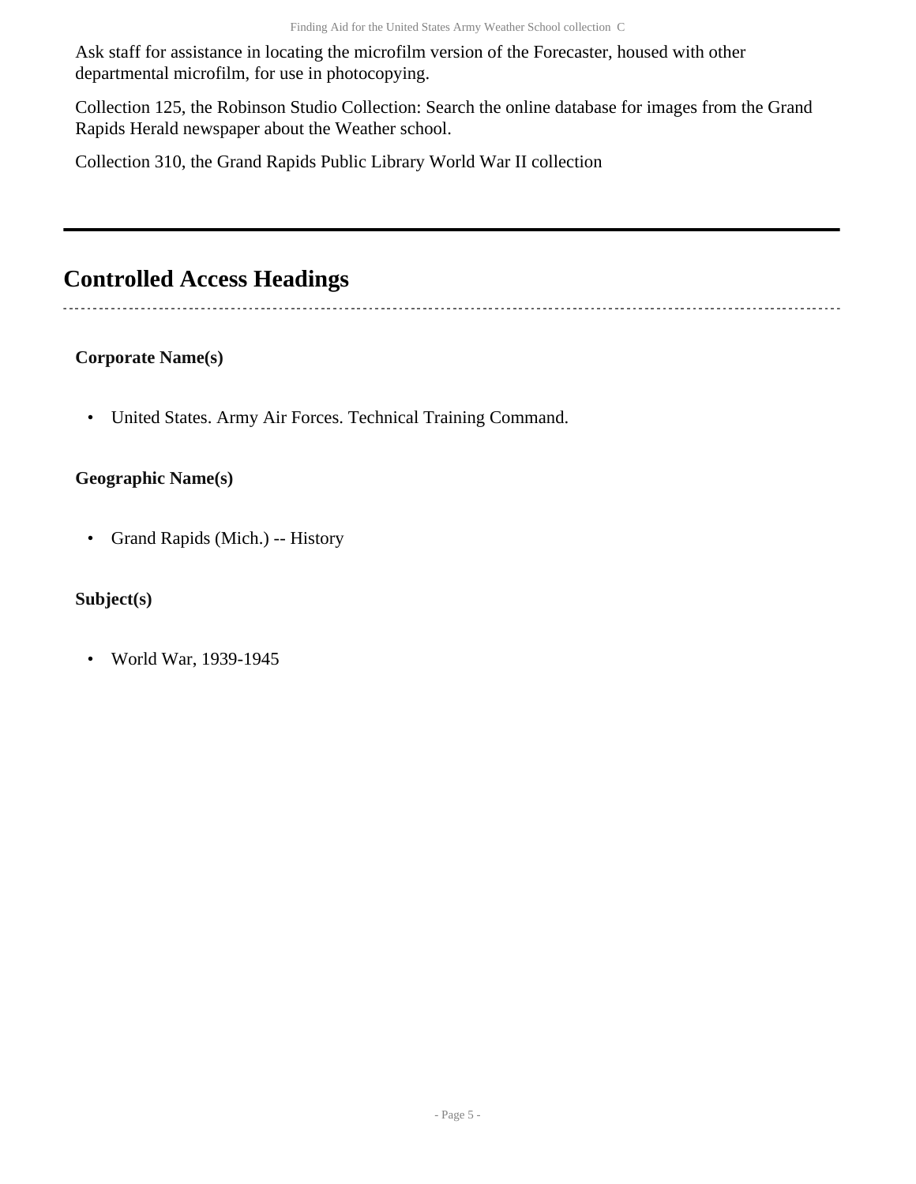Ask staff for assistance in locating the microfilm version of the Forecaster, housed with other departmental microfilm, for use in photocopying.

Collection 125, the Robinson Studio Collection: Search the online database for images from the Grand Rapids Herald newspaper about the Weather school.

Collection 310, the Grand Rapids Public Library World War II collection

---

## Controlled Access Headings

### Corporate Name(s)

- United States. Army Air Forces. Technical Training Command.

### Geographic Name(s)

- Grand Rapids (Mich.) -- History

### Subject(s)

- World War, 1939-1945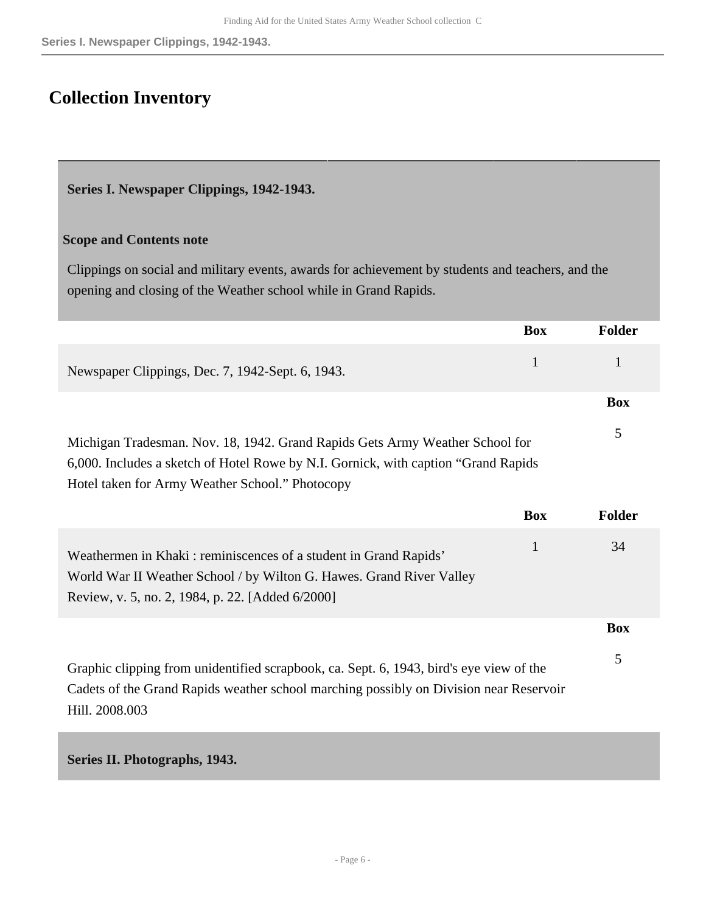## Collection Inventory

### Series I. Newspaper Clippings, 1942-1943.

**Scope and Contents note**

Clippings on social and military events, awards for achievement by students and teachers, and the opening and closing of the Weather school while in Grand Rapids.

| | Box | Folder |
|---|---|---|
| Newspaper Clippings, Dec. 7, 1942-Sept. 6, 1943. | 1 | 1 |

| | Box |
|---|---|
| Michigan Tradesman. Nov. 18, 1942. Grand Rapids Gets Army Weather School for 6,000. Includes a sketch of Hotel Rowe by N.I. Gornick, with caption "Grand Rapids Hotel taken for Army Weather School." Photocopy | 5 |

| | Box | Folder |
|---|---|---|
| Weathermen in Khaki : reminiscences of a student in Grand Rapids' World War II Weather School / by Wilton G. Hawes. Grand River Valley Review, v. 5, no. 2, 1984, p. 22. [Added 6/2000] | 1 | 34 |

| | Box |
|---|---|
| Graphic clipping from unidentified scrapbook, ca. Sept. 6, 1943, bird's eye view of the Cadets of the Grand Rapids weather school marching possibly on Division near Reservoir Hill. 2008.003 | 5 |

### Series II. Photographs, 1943.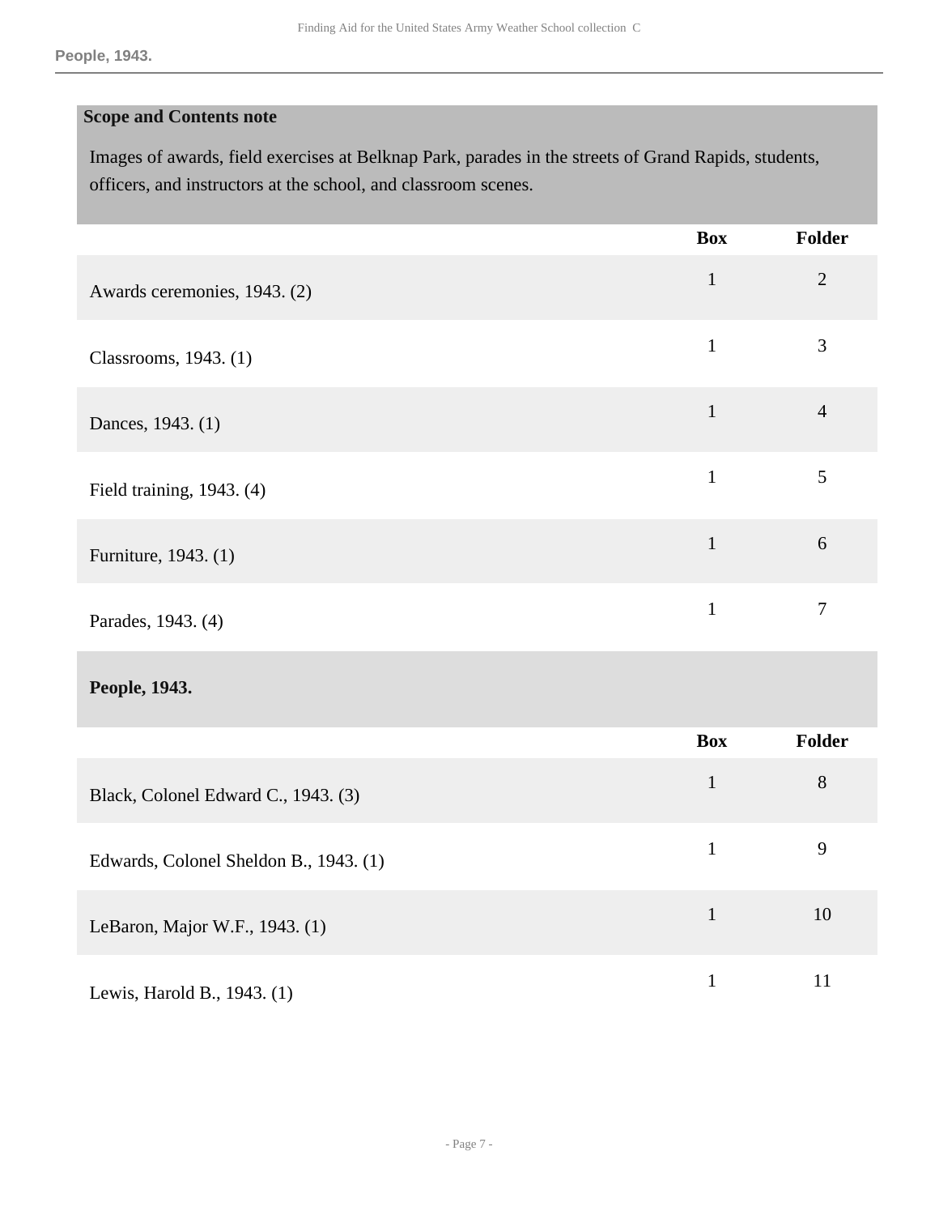**Scope and Contents note**

Images of awards, field exercises at Belknap Park, parades in the streets of Grand Rapids, students, officers, and instructors at the school, and classroom scenes.

| | Box | Folder |
|---|---|---|
| Awards ceremonies, 1943. (2) | 1 | 2 |
| Classrooms, 1943. (1) | 1 | 3 |
| Dances, 1943. (1) | 1 | 4 |
| Field training, 1943. (4) | 1 | 5 |
| Furniture, 1943. (1) | 1 | 6 |
| Parades, 1943. (4) | 1 | 7 |

**People, 1943.**

| | Box | Folder |
|---|---|---|
| Black, Colonel Edward C., 1943. (3) | 1 | 8 |
| Edwards, Colonel Sheldon B., 1943. (1) | 1 | 9 |
| LeBaron, Major W.F., 1943. (1) | 1 | 10 |
| Lewis, Harold B., 1943. (1) | 1 | 11 |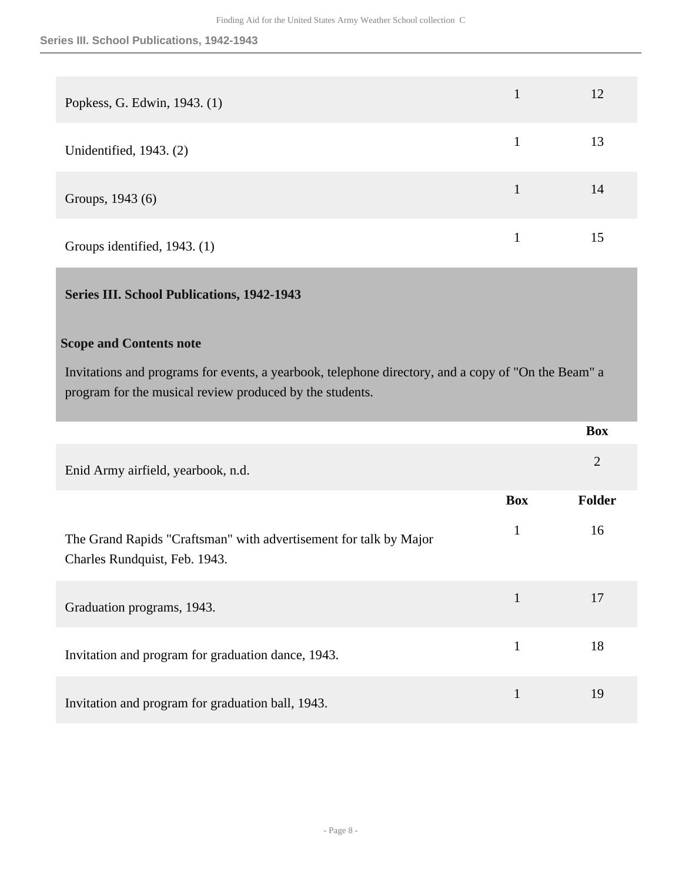| | Box | Folder |
|---|---|---|
| Popkess, G. Edwin, 1943. (1) | 1 | 12 |
| Unidentified, 1943. (2) | 1 | 13 |
| Groups, 1943 (6) | 1 | 14 |
| Groups identified, 1943. (1) | 1 | 15 |

## Series III. School Publications, 1942-1943

### Scope and Contents note

Invitations and programs for events, a yearbook, telephone directory, and a copy of "On the Beam" a program for the musical review produced by the students.

| | Box |
|---|---|
| Enid Army airfield, yearbook, n.d. | 2 |

| | Box | Folder |
|---|---|---|
| The Grand Rapids "Craftsman" with advertisement for talk by Major Charles Rundquist, Feb. 1943. | 1 | 16 |
| Graduation programs, 1943. | 1 | 17 |
| Invitation and program for graduation dance, 1943. | 1 | 18 |
| Invitation and program for graduation ball, 1943. | 1 | 19 |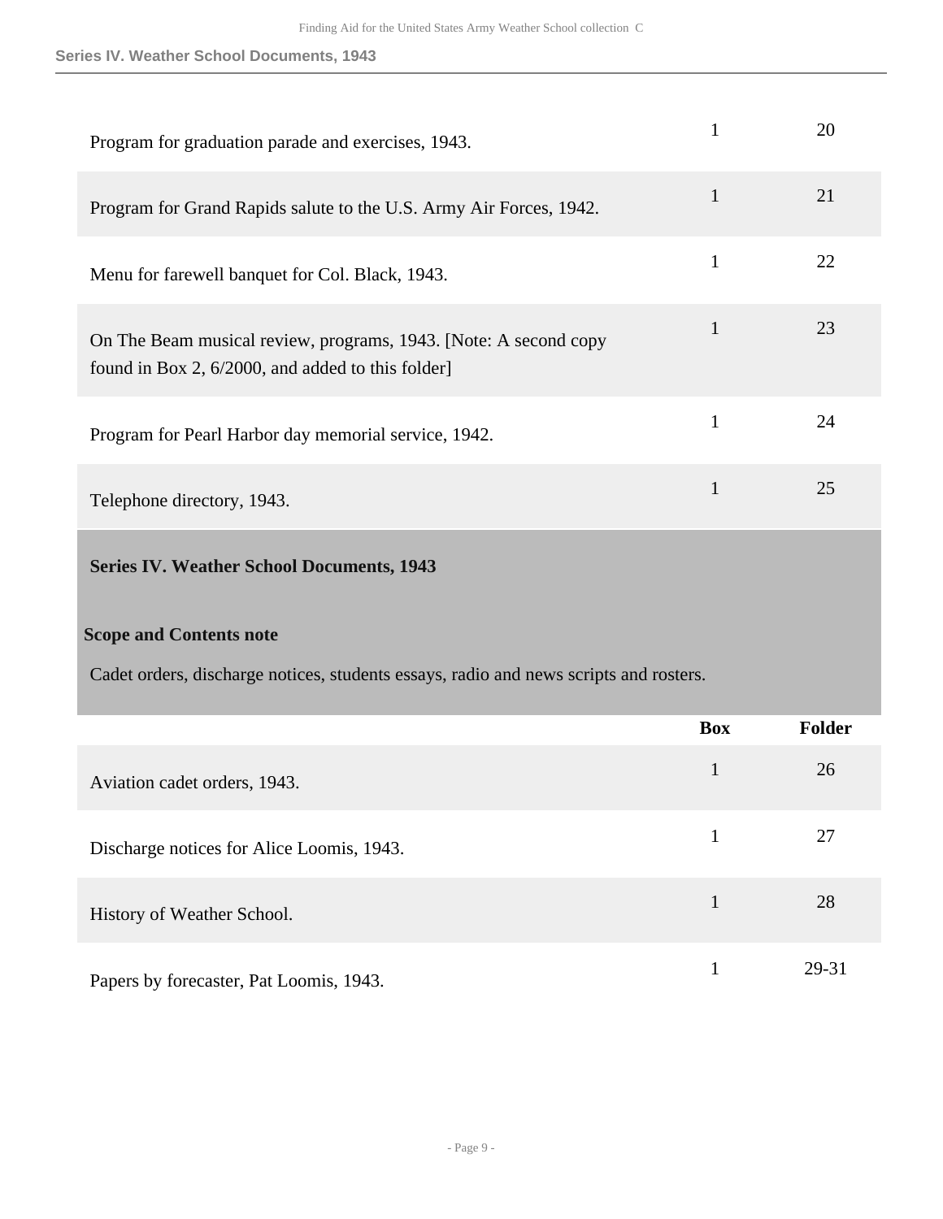| | Box | Folder |
|---|---|---|
| Program for graduation parade and exercises, 1943. | 1 | 20 |
| Program for Grand Rapids salute to the U.S. Army Air Forces, 1942. | 1 | 21 |
| Menu for farewell banquet for Col. Black, 1943. | 1 | 22 |
| On The Beam musical review, programs, 1943. [Note: A second copy found in Box 2, 6/2000, and added to this folder] | 1 | 23 |
| Program for Pearl Harbor day memorial service, 1942. | 1 | 24 |
| Telephone directory, 1943. | 1 | 25 |

### Series IV. Weather School Documents, 1943

**Scope and Contents note**

Cadet orders, discharge notices, students essays, radio and news scripts and rosters.

| | Box | Folder |
|---|---|---|
| Aviation cadet orders, 1943. | 1 | 26 |
| Discharge notices for Alice Loomis, 1943. | 1 | 27 |
| History of Weather School. | 1 | 28 |
| Papers by forecaster, Pat Loomis, 1943. | 1 | 29-31 |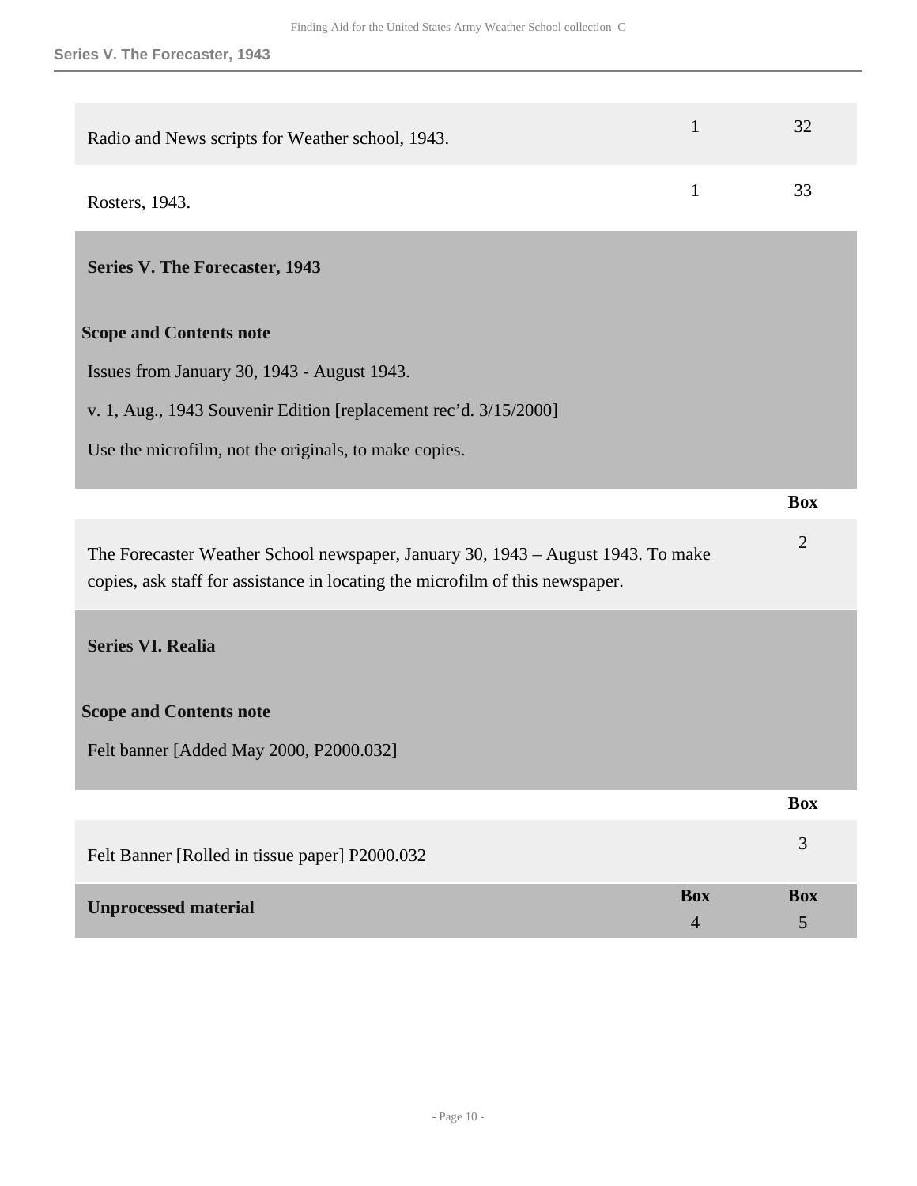| | | |
|---|---|---|
| Radio and News scripts for Weather school, 1943. | 1 | 32 |
| Rosters, 1943. | 1 | 33 |

## Series V. The Forecaster, 1943

### Scope and Contents note

Issues from January 30, 1943 - August 1943.

v. 1, Aug., 1943 Souvenir Edition [replacement rec'd. 3/15/2000]

Use the microfilm, not the originals, to make copies.

| | Box |
|---|---|
| The Forecaster Weather School newspaper, January 30, 1943 – August 1943. To make copies, ask staff for assistance in locating the microfilm of this newspaper. | 2 |

## Series VI. Realia

### Scope and Contents note

Felt banner [Added May 2000, P2000.032]

| | Box |
|---|---|
| Felt Banner [Rolled in tissue paper] P2000.032 | 3 |

| | Box | Box |
|---|---|---|
| **Unprocessed material** | 4 | 5 |